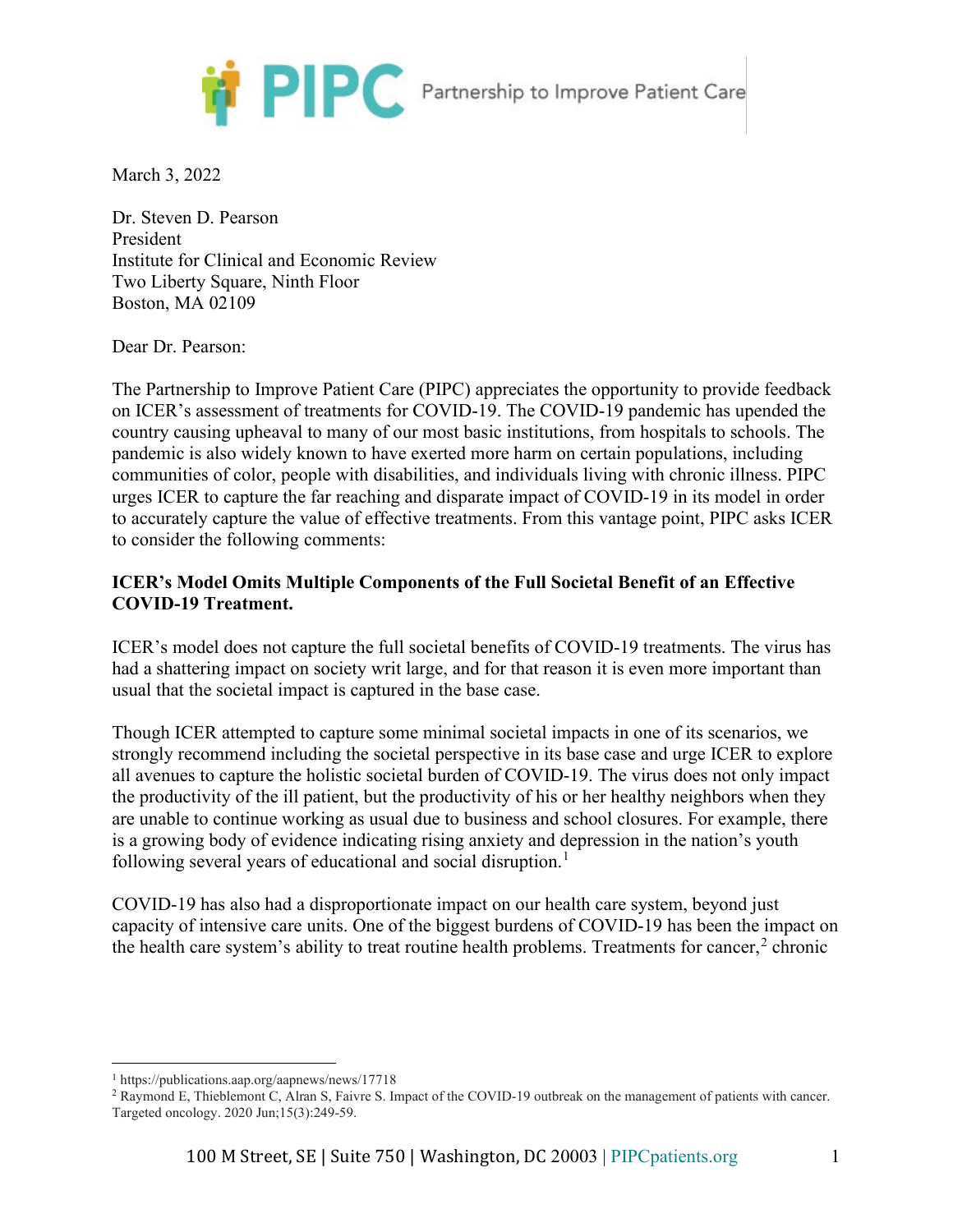# PIPC Partnership to Improve Patient Care

March 3, 2022

Dr. Steven D. Pearson
President
Institute for Clinical and Economic Review
Two Liberty Square, Ninth Floor
Boston, MA 02109

Dear Dr. Pearson:

The Partnership to Improve Patient Care (PIPC) appreciates the opportunity to provide feedback on ICER's assessment of treatments for COVID-19. The COVID-19 pandemic has upended the country causing upheaval to many of our most basic institutions, from hospitals to schools. The pandemic is also widely known to have exerted more harm on certain populations, including communities of color, people with disabilities, and individuals living with chronic illness. PIPC urges ICER to capture the far reaching and disparate impact of COVID-19 in its model in order to accurately capture the value of effective treatments. From this vantage point, PIPC asks ICER to consider the following comments:

**ICER's Model Omits Multiple Components of the Full Societal Benefit of an Effective COVID-19 Treatment.**

ICER's model does not capture the full societal benefits of COVID-19 treatments. The virus has had a shattering impact on society writ large, and for that reason it is even more important than usual that the societal impact is captured in the base case.

Though ICER attempted to capture some minimal societal impacts in one of its scenarios, we strongly recommend including the societal perspective in its base case and urge ICER to explore all avenues to capture the holistic societal burden of COVID-19. The virus does not only impact the productivity of the ill patient, but the productivity of his or her healthy neighbors when they are unable to continue working as usual due to business and school closures. For example, there is a growing body of evidence indicating rising anxiety and depression in the nation's youth following several years of educational and social disruption.[1]

COVID-19 has also had a disproportionate impact on our health care system, beyond just capacity of intensive care units. One of the biggest burdens of COVID-19 has been the impact on the health care system's ability to treat routine health problems. Treatments for cancer,[2] chronic

---

[1] https://publications.aap.org/aapnews/news/17718

[2] Raymond E, Thieblemont C, Alran S, Faivre S. Impact of the COVID-19 outbreak on the management of patients with cancer. Targeted oncology. 2020 Jun;15(3):249-59.

100 M Street, SE | Suite 750 | Washington, DC 20003 | PIPCpatients.org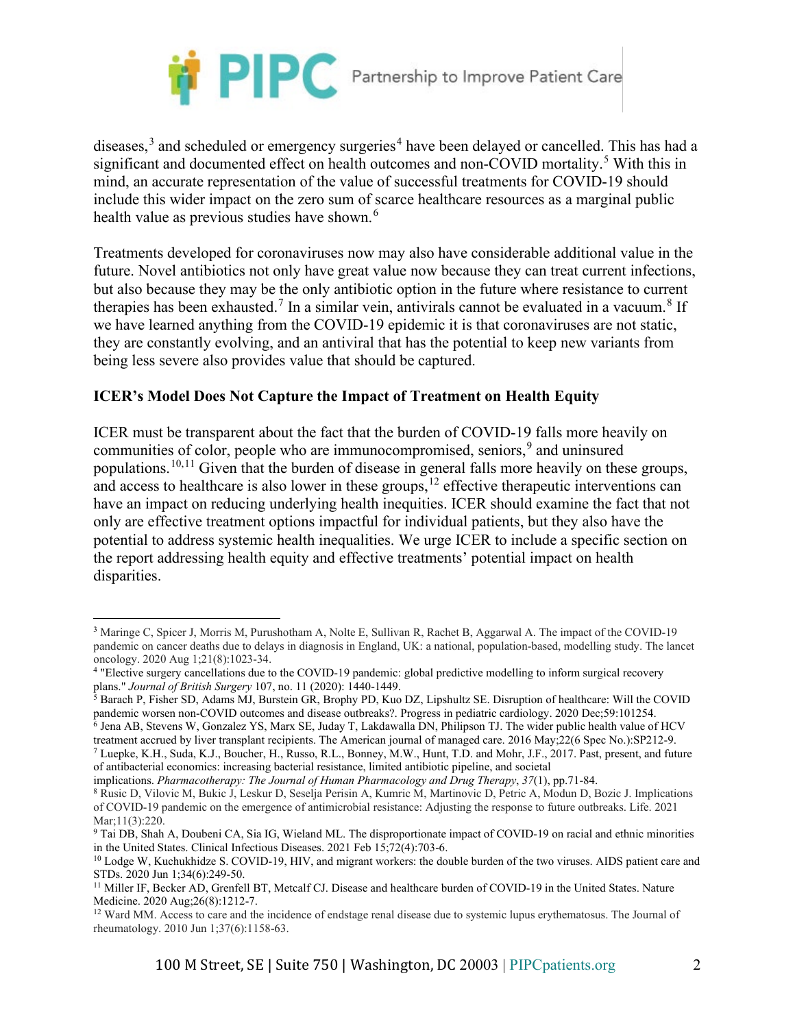diseases,[3] and scheduled or emergency surgeries[4] have been delayed or cancelled. This has had a significant and documented effect on health outcomes and non-COVID mortality.[5] With this in mind, an accurate representation of the value of successful treatments for COVID-19 should include this wider impact on the zero sum of scarce healthcare resources as a marginal public health value as previous studies have shown.[6]

Treatments developed for coronaviruses now may also have considerable additional value in the future. Novel antibiotics not only have great value now because they can treat current infections, but also because they may be the only antibiotic option in the future where resistance to current therapies has been exhausted.[7] In a similar vein, antivirals cannot be evaluated in a vacuum.[8] If we have learned anything from the COVID-19 epidemic it is that coronaviruses are not static, they are constantly evolving, and an antiviral that has the potential to keep new variants from being less severe also provides value that should be captured.

**ICER's Model Does Not Capture the Impact of Treatment on Health Equity**

ICER must be transparent about the fact that the burden of COVID-19 falls more heavily on communities of color, people who are immunocompromised, seniors,[9] and uninsured populations.[10,11] Given that the burden of disease in general falls more heavily on these groups, and access to healthcare is also lower in these groups,[12] effective therapeutic interventions can have an impact on reducing underlying health inequities. ICER should examine the fact that not only are effective treatment options impactful for individual patients, but they also have the potential to address systemic health inequalities. We urge ICER to include a specific section on the report addressing health equity and effective treatments' potential impact on health disparities.

---

[3] Maringe C, Spicer J, Morris M, Purushotham A, Nolte E, Sullivan R, Rachet B, Aggarwal A. The impact of the COVID-19 pandemic on cancer deaths due to delays in diagnosis in England, UK: a national, population-based, modelling study. The lancet oncology. 2020 Aug 1;21(8):1023-34.

[4] "Elective surgery cancellations due to the COVID-19 pandemic: global predictive modelling to inform surgical recovery plans." *Journal of British Surgery* 107, no. 11 (2020): 1440-1449.

[5] Barach P, Fisher SD, Adams MJ, Burstein GR, Brophy PD, Kuo DZ, Lipshultz SE. Disruption of healthcare: Will the COVID pandemic worsen non-COVID outcomes and disease outbreaks?. Progress in pediatric cardiology. 2020 Dec;59:101254.

[6] Jena AB, Stevens W, Gonzalez YS, Marx SE, Juday T, Lakdawalla DN, Philipson TJ. The wider public health value of HCV treatment accrued by liver transplant recipients. The American journal of managed care. 2016 May;22(6 Spec No.):SP212-9.

[7] Luepke, K.H., Suda, K.J., Boucher, H., Russo, R.L., Bonney, M.W., Hunt, T.D. and Mohr, J.F., 2017. Past, present, and future of antibacterial economics: increasing bacterial resistance, limited antibiotic pipeline, and societal implications. *Pharmacotherapy: The Journal of Human Pharmacology and Drug Therapy*, *37*(1), pp.71-84.

[8] Rusic D, Vilovic M, Bukic J, Leskur D, Seselja Perisin A, Kumric M, Martinovic D, Petric A, Modun D, Bozic J. Implications of COVID-19 pandemic on the emergence of antimicrobial resistance: Adjusting the response to future outbreaks. Life. 2021 Mar;11(3):220.

[9] Tai DB, Shah A, Doubeni CA, Sia IG, Wieland ML. The disproportionate impact of COVID-19 on racial and ethnic minorities in the United States. Clinical Infectious Diseases. 2021 Feb 15;72(4):703-6.

[10] Lodge W, Kuchukhidze S. COVID-19, HIV, and migrant workers: the double burden of the two viruses. AIDS patient care and STDs. 2020 Jun 1;34(6):249-50.

[11] Miller IF, Becker AD, Grenfell BT, Metcalf CJ. Disease and healthcare burden of COVID-19 in the United States. Nature Medicine. 2020 Aug;26(8):1212-7.

[12] Ward MM. Access to care and the incidence of endstage renal disease due to systemic lupus erythematosus. The Journal of rheumatology. 2010 Jun 1;37(6):1158-63.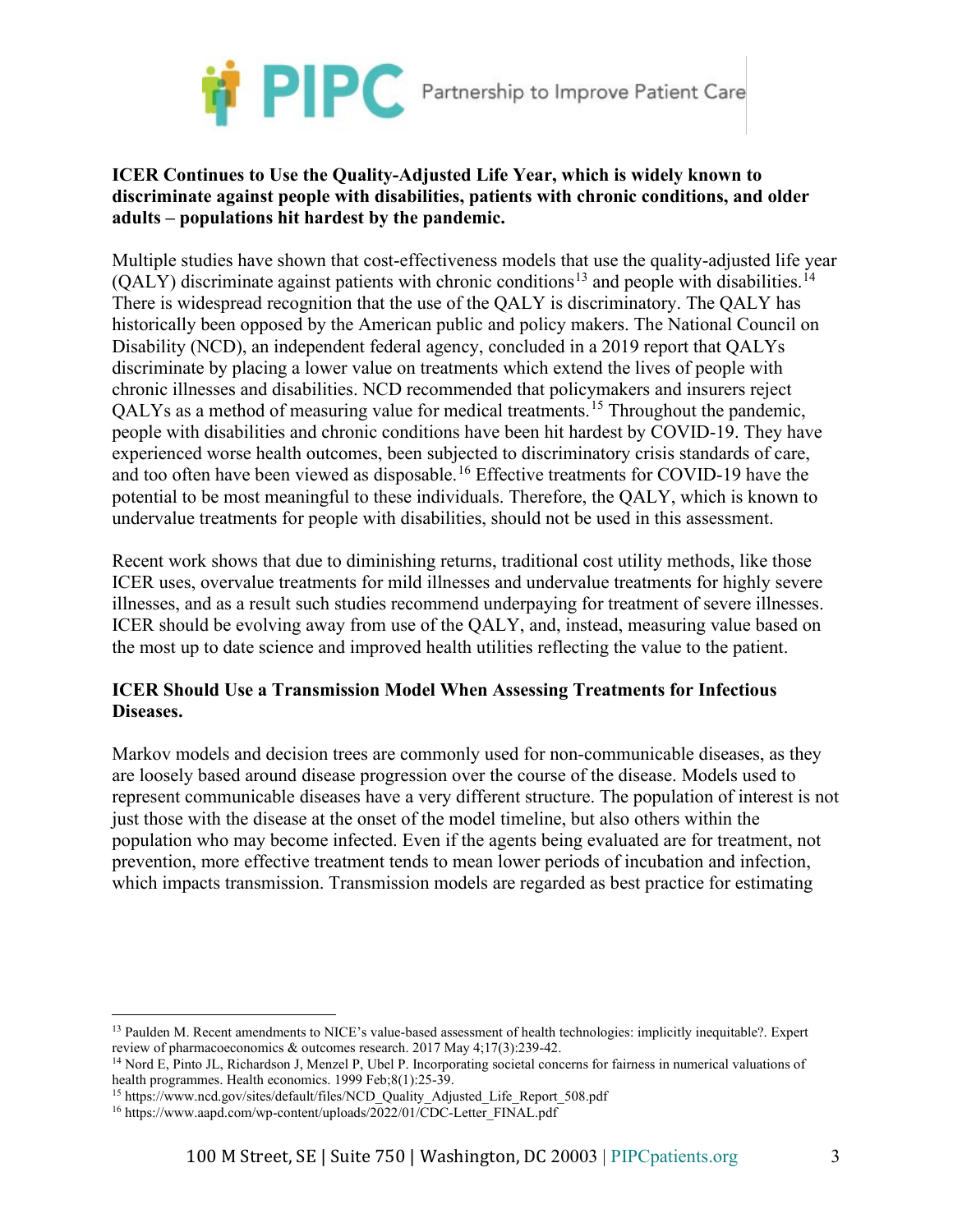**ICER Continues to Use the Quality-Adjusted Life Year, which is widely known to discriminate against people with disabilities, patients with chronic conditions, and older adults – populations hit hardest by the pandemic.**

Multiple studies have shown that cost-effectiveness models that use the quality-adjusted life year (QALY) discriminate against patients with chronic conditions[13] and people with disabilities.[14] There is widespread recognition that the use of the QALY is discriminatory. The QALY has historically been opposed by the American public and policy makers. The National Council on Disability (NCD), an independent federal agency, concluded in a 2019 report that QALYs discriminate by placing a lower value on treatments which extend the lives of people with chronic illnesses and disabilities. NCD recommended that policymakers and insurers reject QALYs as a method of measuring value for medical treatments.[15] Throughout the pandemic, people with disabilities and chronic conditions have been hit hardest by COVID-19. They have experienced worse health outcomes, been subjected to discriminatory crisis standards of care, and too often have been viewed as disposable.[16] Effective treatments for COVID-19 have the potential to be most meaningful to these individuals. Therefore, the QALY, which is known to undervalue treatments for people with disabilities, should not be used in this assessment.

Recent work shows that due to diminishing returns, traditional cost utility methods, like those ICER uses, overvalue treatments for mild illnesses and undervalue treatments for highly severe illnesses, and as a result such studies recommend underpaying for treatment of severe illnesses. ICER should be evolving away from use of the QALY, and, instead, measuring value based on the most up to date science and improved health utilities reflecting the value to the patient.

**ICER Should Use a Transmission Model When Assessing Treatments for Infectious Diseases.**

Markov models and decision trees are commonly used for non-communicable diseases, as they are loosely based around disease progression over the course of the disease. Models used to represent communicable diseases have a very different structure. The population of interest is not just those with the disease at the onset of the model timeline, but also others within the population who may become infected. Even if the agents being evaluated are for treatment, not prevention, more effective treatment tends to mean lower periods of incubation and infection, which impacts transmission. Transmission models are regarded as best practice for estimating

[13] Paulden M. Recent amendments to NICE's value-based assessment of health technologies: implicitly inequitable?. Expert review of pharmacoeconomics & outcomes research. 2017 May 4;17(3):239-42.

[14] Nord E, Pinto JL, Richardson J, Menzel P, Ubel P. Incorporating societal concerns for fairness in numerical valuations of health programmes. Health economics. 1999 Feb;8(1):25-39.

[15] https://www.ncd.gov/sites/default/files/NCD_Quality_Adjusted_Life_Report_508.pdf

[16] https://www.aapd.com/wp-content/uploads/2022/01/CDC-Letter_FINAL.pdf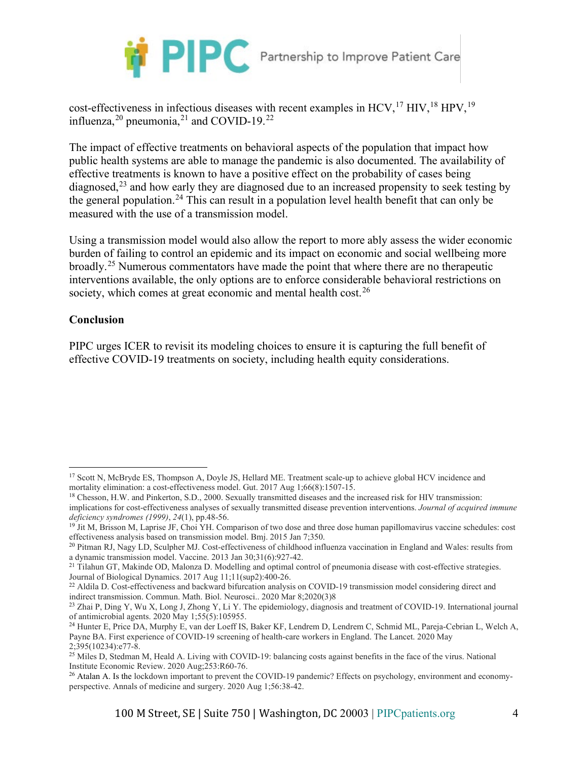cost-effectiveness in infectious diseases with recent examples in HCV,[17] HIV,[18] HPV,[19] influenza,[20] pneumonia,[21] and COVID-19.[22]

The impact of effective treatments on behavioral aspects of the population that impact how public health systems are able to manage the pandemic is also documented. The availability of effective treatments is known to have a positive effect on the probability of cases being diagnosed,[23] and how early they are diagnosed due to an increased propensity to seek testing by the general population.[24] This can result in a population level health benefit that can only be measured with the use of a transmission model.

Using a transmission model would also allow the report to more ably assess the wider economic burden of failing to control an epidemic and its impact on economic and social wellbeing more broadly.[25] Numerous commentators have made the point that where there are no therapeutic interventions available, the only options are to enforce considerable behavioral restrictions on society, which comes at great economic and mental health cost.[26]

**Conclusion**

PIPC urges ICER to revisit its modeling choices to ensure it is capturing the full benefit of effective COVID-19 treatments on society, including health equity considerations.

---

[17] Scott N, McBryde ES, Thompson A, Doyle JS, Hellard ME. Treatment scale-up to achieve global HCV incidence and mortality elimination: a cost-effectiveness model. Gut. 2017 Aug 1;66(8):1507-15.

[18] Chesson, H.W. and Pinkerton, S.D., 2000. Sexually transmitted diseases and the increased risk for HIV transmission: implications for cost-effectiveness analyses of sexually transmitted disease prevention interventions. *Journal of acquired immune deficiency syndromes (1999)*, *24*(1), pp.48-56.

[19] Jit M, Brisson M, Laprise JF, Choi YH. Comparison of two dose and three dose human papillomavirus vaccine schedules: cost effectiveness analysis based on transmission model. Bmj. 2015 Jan 7;350.

[20] Pitman RJ, Nagy LD, Sculpher MJ. Cost-effectiveness of childhood influenza vaccination in England and Wales: results from a dynamic transmission model. Vaccine. 2013 Jan 30;31(6):927-42.

[21] Tilahun GT, Makinde OD, Malonza D. Modelling and optimal control of pneumonia disease with cost-effective strategies. Journal of Biological Dynamics. 2017 Aug 11;11(sup2):400-26.

[22] Aldila D. Cost-effectiveness and backward bifurcation analysis on COVID-19 transmission model considering direct and indirect transmission. Commun. Math. Biol. Neurosci.. 2020 Mar 8;2020(3)8

[23] Zhai P, Ding Y, Wu X, Long J, Zhong Y, Li Y. The epidemiology, diagnosis and treatment of COVID-19. International journal of antimicrobial agents. 2020 May 1;55(5):105955.

[24] Hunter E, Price DA, Murphy E, van der Loeff IS, Baker KF, Lendrem D, Lendrem C, Schmid ML, Pareja-Cebrian L, Welch A, Payne BA. First experience of COVID-19 screening of health-care workers in England. The Lancet. 2020 May 2;395(10234):e77-8.

[25] Miles D, Stedman M, Heald A. Living with COVID-19: balancing costs against benefits in the face of the virus. National Institute Economic Review. 2020 Aug;253:R60-76.

[26] Atalan A. Is the lockdown important to prevent the COVID-19 pandemic? Effects on psychology, environment and economy-perspective. Annals of medicine and surgery. 2020 Aug 1;56:38-42.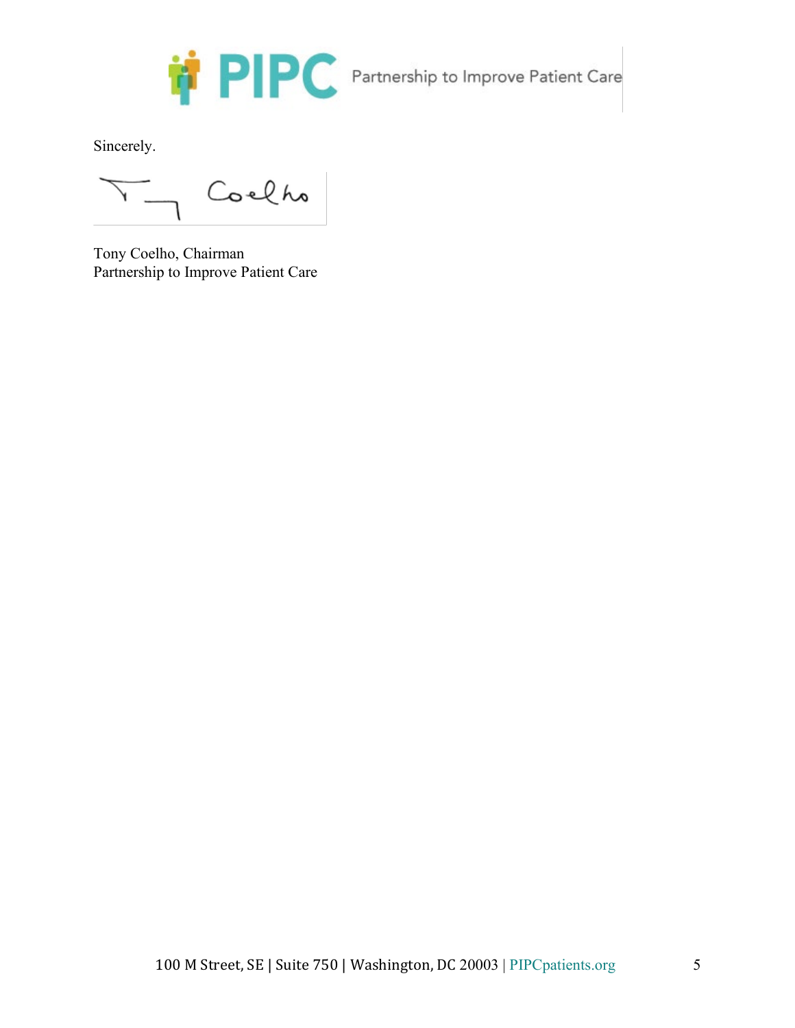Sincerely.

Tony Coelho, Chairman
Partnership to Improve Patient Care